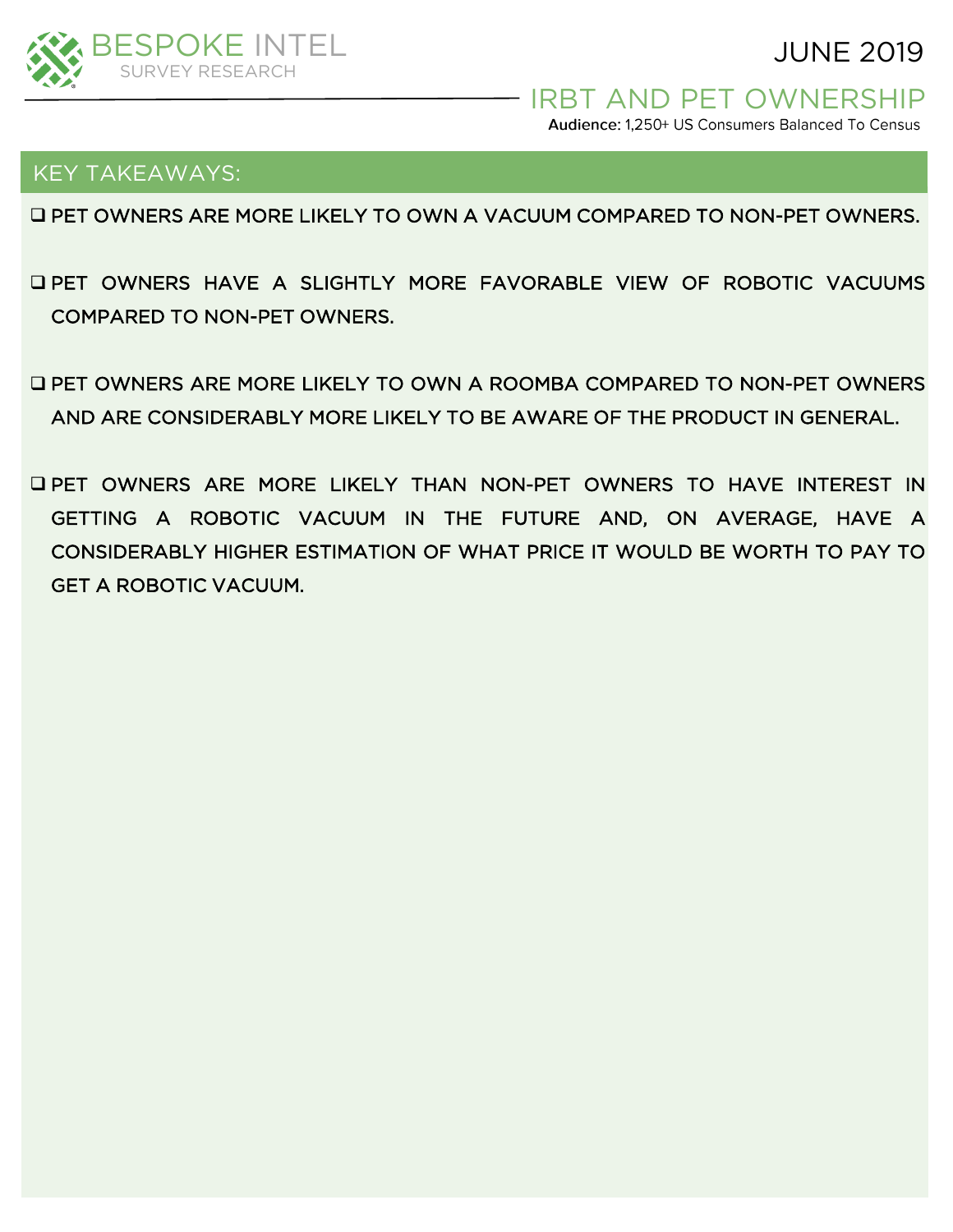BESPOKE INTEL
SURVEY RESEARCH

JUNE 2019

# IRBT AND PET OWNERSHIP

**Audience:** 1,250+ US Consumers Balanced To Census

## KEY TAKEAWAYS:

- ❑ PET OWNERS ARE MORE LIKELY TO OWN A VACUUM COMPARED TO NON-PET OWNERS.
- ❑ PET OWNERS HAVE A SLIGHTLY MORE FAVORABLE VIEW OF ROBOTIC VACUUMS COMPARED TO NON-PET OWNERS.
- ❑ PET OWNERS ARE MORE LIKELY TO OWN A ROOMBA COMPARED TO NON-PET OWNERS AND ARE CONSIDERABLY MORE LIKELY TO BE AWARE OF THE PRODUCT IN GENERAL.
- ❑ PET OWNERS ARE MORE LIKELY THAN NON-PET OWNERS TO HAVE INTEREST IN GETTING A ROBOTIC VACUUM IN THE FUTURE AND, ON AVERAGE, HAVE A CONSIDERABLY HIGHER ESTIMATION OF WHAT PRICE IT WOULD BE WORTH TO PAY TO GET A ROBOTIC VACUUM.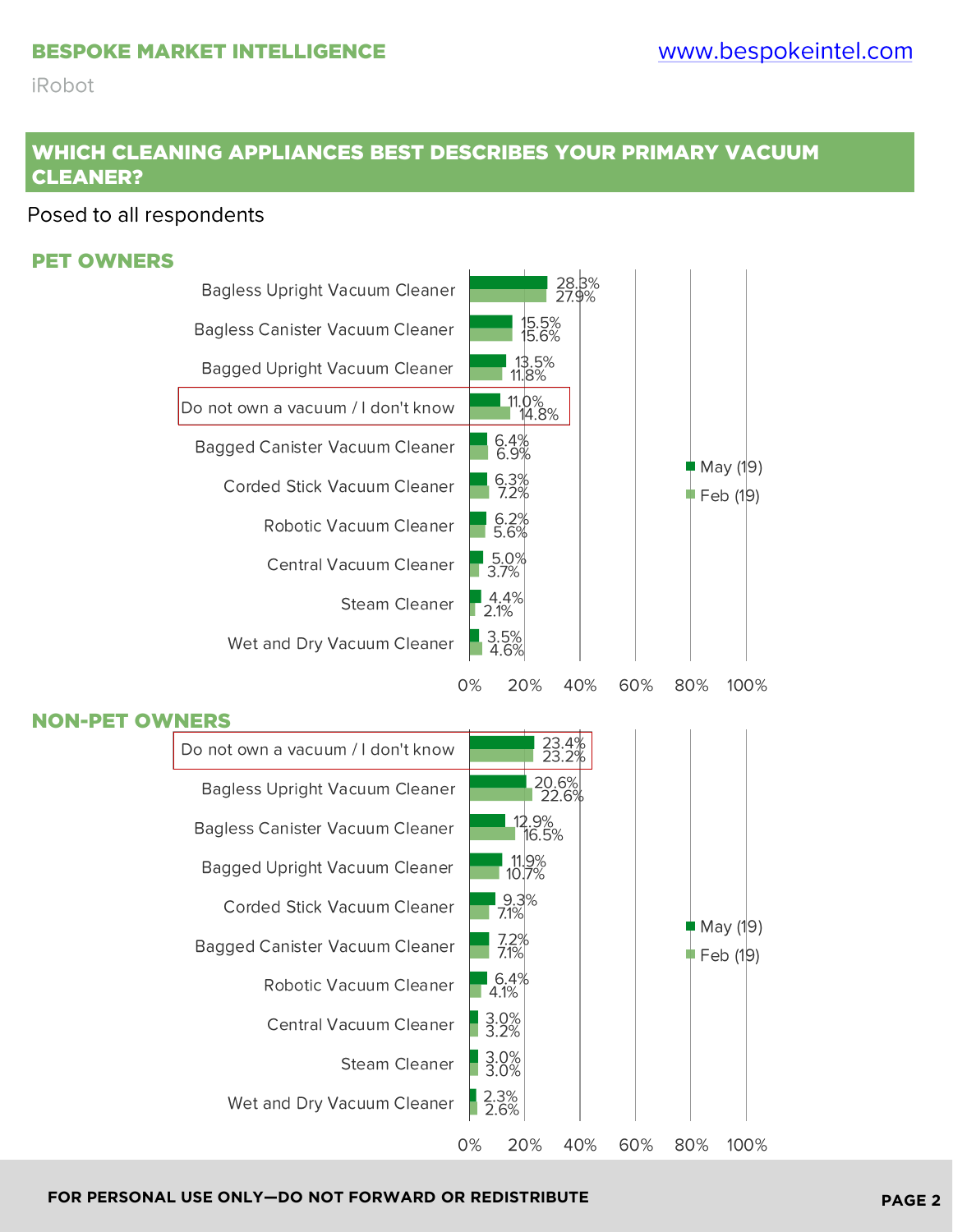## WHICH CLEANING APPLIANCES BEST DESCRIBES YOUR PRIMARY VACUUM CLEANER?

Posed to all respondents

### PET OWNERS

| | May (19) | Feb (19) |
|---|---|---|
| Bagless Upright Vacuum Cleaner | 28.3% | 27.9% |
| Bagless Canister Vacuum Cleaner | 15.5% | 15.6% |
| Bagged Upright Vacuum Cleaner | 13.5% | 11.8% |
| Do not own a vacuum / I don't know | 11.0% | 14.8% |
| Bagged Canister Vacuum Cleaner | 6.4% | 6.9% |
| Corded Stick Vacuum Cleaner | 6.3% | 7.2% |
| Robotic Vacuum Cleaner | 6.2% | 5.6% |
| Central Vacuum Cleaner | 5.0% | 3.7% |
| Steam Cleaner | 4.4% | 2.1% |
| Wet and Dry Vacuum Cleaner | 3.5% | 4.6% |

### NON-PET OWNERS

| | May (19) | Feb (19) |
|---|---|---|
| Do not own a vacuum / I don't know | 23.4% | 23.2% |
| Bagless Upright Vacuum Cleaner | 20.6% | 22.6% |
| Bagless Canister Vacuum Cleaner | 12.9% | 16.5% |
| Bagged Upright Vacuum Cleaner | 11.9% | 10.7% |
| Corded Stick Vacuum Cleaner | 9.3% | 7.1% |
| Bagged Canister Vacuum Cleaner | 7.2% | 7.1% |
| Robotic Vacuum Cleaner | 6.4% | 4.1% |
| Central Vacuum Cleaner | 3.0% | 3.2% |
| Steam Cleaner | 3.0% | 3.0% |
| Wet and Dry Vacuum Cleaner | 2.3% | 2.6% |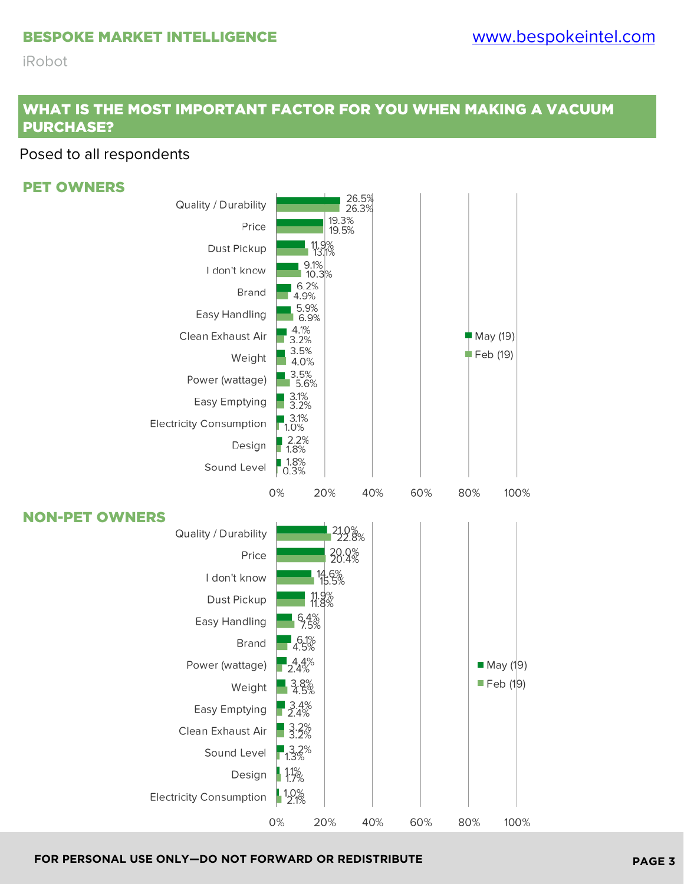## WHAT IS THE MOST IMPORTANT FACTOR FOR YOU WHEN MAKING A VACUUM PURCHASE?

Posted to all respondents

### PET OWNERS

| Factor | May (19) | Feb (19) |
|---|---|---|
| Quality / Durability | 26.5% | 26.3% |
| Price | 19.3% | 19.5% |
| Dust Pickup | 11.9% | 13.1% |
| I don't know | 9.1% | 10.3% |
| Brand | 6.2% | 4.9% |
| Easy Handling | 5.9% | 6.9% |
| Clean Exhaust Air | 4.1% | 3.2% |
| Weight | 3.5% | 4.0% |
| Power (wattage) | 3.5% | 5.6% |
| Easy Emptying | 3.1% | 3.2% |
| Electricity Consumption | 3.1% | 1.0% |
| Design | 2.2% | 1.8% |
| Sound Level | 1.8% | 0.3% |

### NON-PET OWNERS

| Factor | May (19) | Feb (19) |
|---|---|---|
| Quality / Durability | 21.0% | 22.8% |
| Price | 20.0% | 20.4% |
| I don't know | 14.6% | 15.5% |
| Dust Pickup | 11.9% | 11.8% |
| Easy Handling | 6.4% | 7.5% |
| Brand | 6.1% | 4.5% |
| Power (wattage) | 4.4% | 2.4% |
| Weight | 3.8% | 4.5% |
| Easy Emptying | 3.4% | 2.4% |
| Clean Exhaust Air | 3.2% | 3.2% |
| Sound Level | 3.2% | 1.3% |
| Design | 1.1% | 1.7% |
| Electricity Consumption | 1.0% | 2.1% |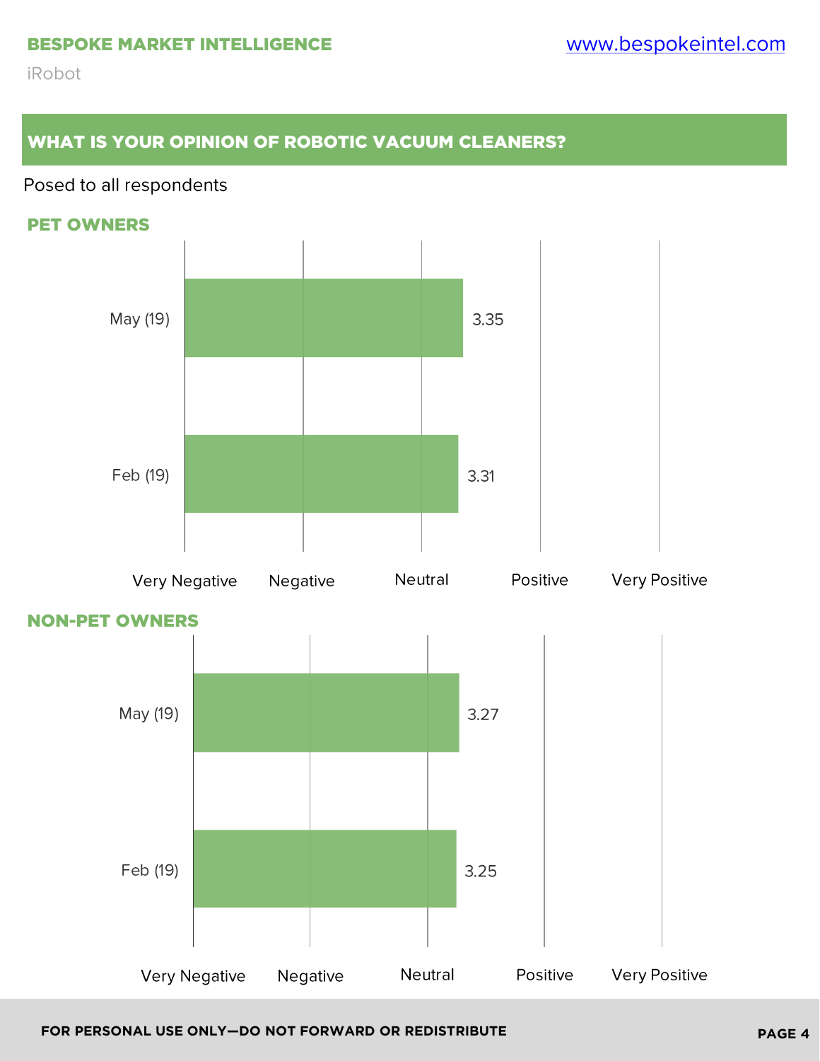## WHAT IS YOUR OPINION OF ROBOTIC VACUUM CLEANERS?

Posed to all respondents

### PET OWNERS

| | Score |
|---|---|
| May (19) | 3.35 |
| Feb (19) | 3.31 |

Very Negative | Negative | Neutral | Positive | Very Positive

### NON-PET OWNERS

| | Score |
|---|---|
| May (19) | 3.27 |
| Feb (19) | 3.25 |

Very Negative | Negative | Neutral | Positive | Very Positive

**FOR PERSONAL USE ONLY—DO NOT FORWARD OR REDISTRIBUTE**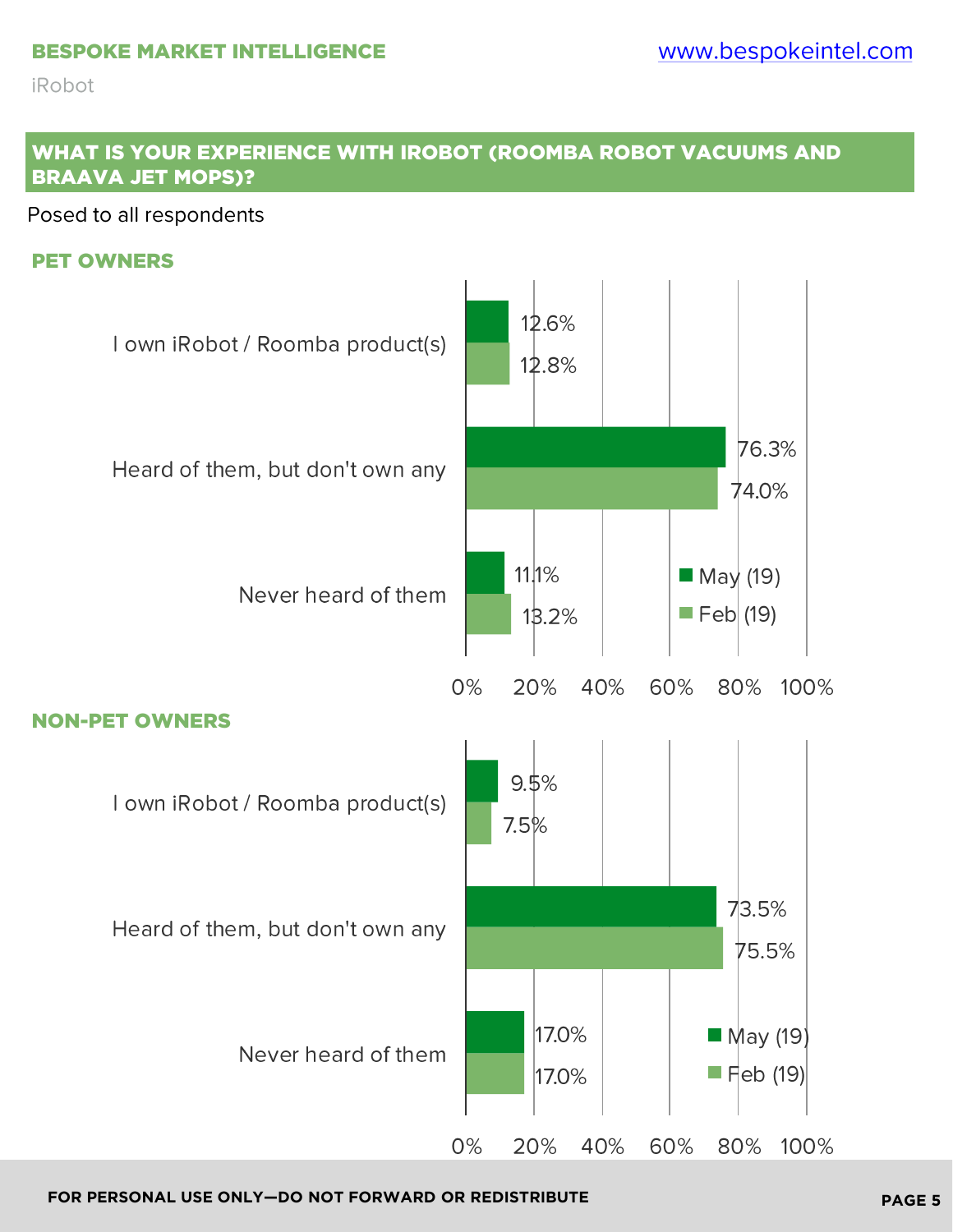## WHAT IS YOUR EXPERIENCE WITH IROBOT (ROOMBA ROBOT VACUUMS AND BRAAVA JET MOPS)?

Posted to all respondents

### PET OWNERS

| | May (19) | Feb (19) |
|---|---|---|
| I own iRobot / Roomba product(s) | 12.6% | 12.8% |
| Heard of them, but don't own any | 76.3% | 74.0% |
| Never heard of them | 11.1% | 13.2% |

### NON-PET OWNERS

| | May (19) | Feb (19) |
|---|---|---|
| I own iRobot / Roomba product(s) | 9.5% | 7.5% |
| Heard of them, but don't own any | 73.5% | 75.5% |
| Never heard of them | 17.0% | 17.0% |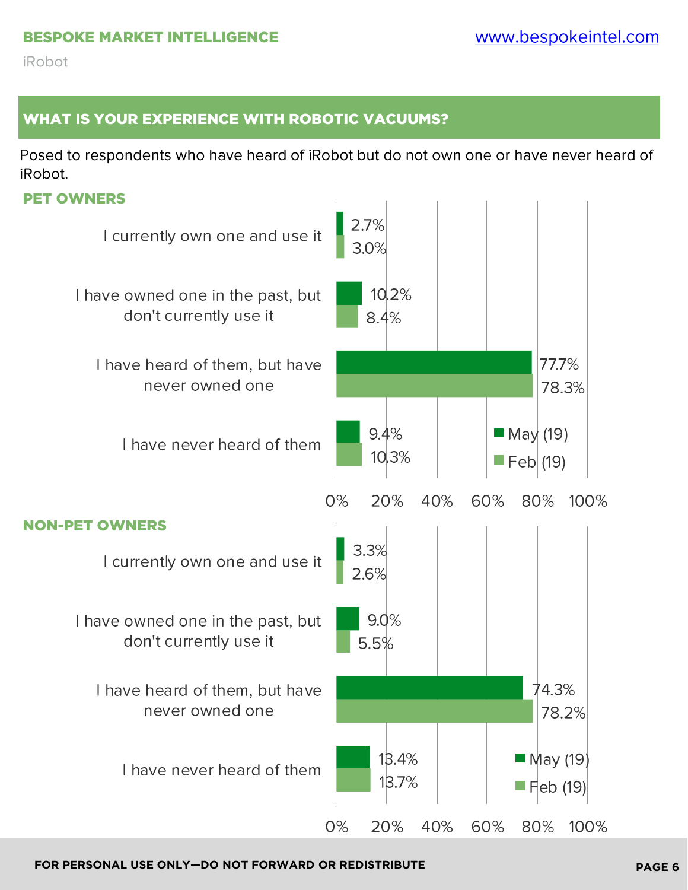## WHAT IS YOUR EXPERIENCE WITH ROBOTIC VACUUMS?

Posed to respondents who have heard of iRobot but do not own one or have never heard of iRobot.

### PET OWNERS

| | May (19) | Feb (19) |
|---|---|---|
| I currently own one and use it | 2.7% | 3.0% |
| I have owned one in the past, but don't currently use it | 10.2% | 8.4% |
| I have heard of them, but have never owned one | 77.7% | 78.3% |
| I have never heard of them | 9.4% | 10.3% |

### NON-PET OWNERS

| | May (19) | Feb (19) |
|---|---|---|
| I currently own one and use it | 3.3% | 2.6% |
| I have owned one in the past, but don't currently use it | 9.0% | 5.5% |
| I have heard of them, but have never owned one | 74.3% | 78.2% |
| I have never heard of them | 13.4% | 13.7% |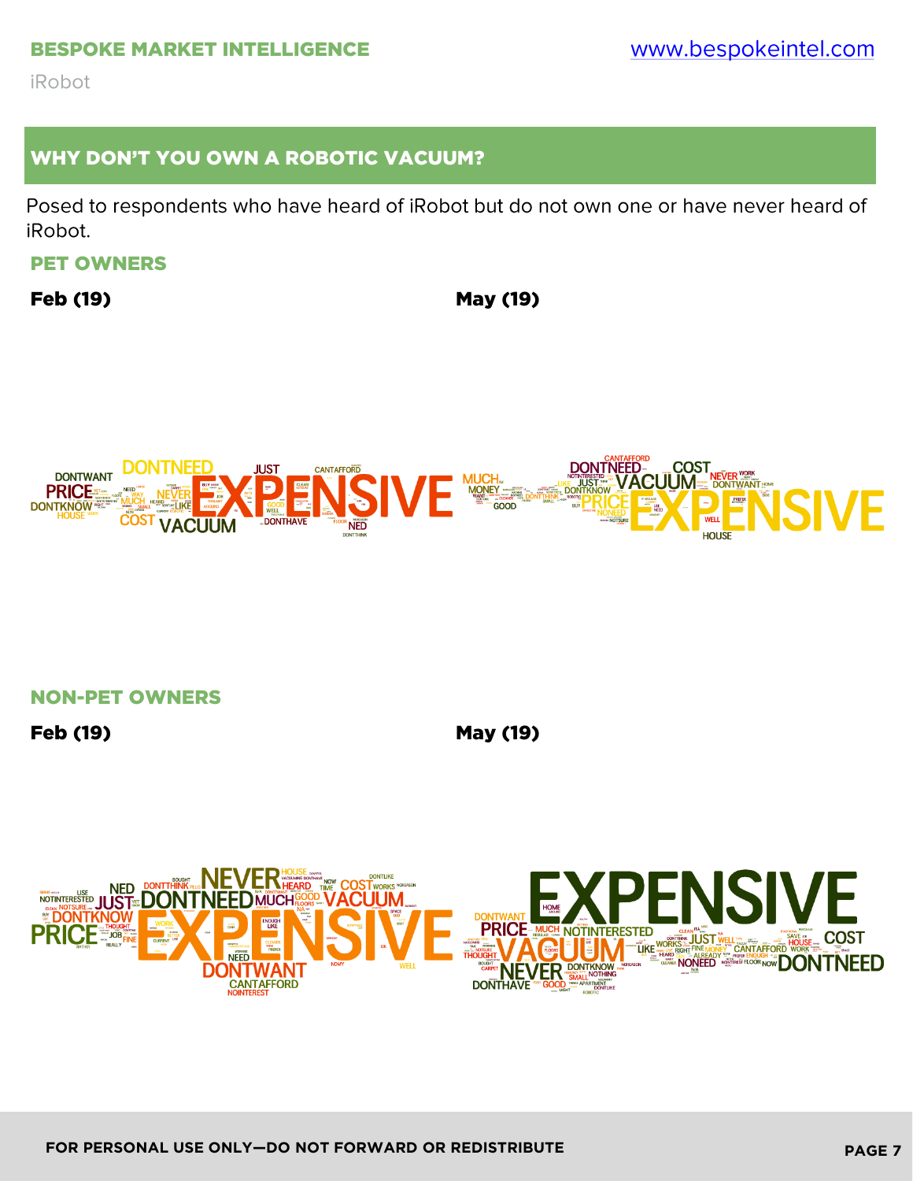## WHY DON'T YOU OWN A ROBOTIC VACUUM?

Posed to respondents who have heard of iRobot but do not own one or have never heard of iRobot.

### PET OWNERS

**Feb (19)**

**May (19)**

### NON-PET OWNERS

**Feb (19)**

**May (19)**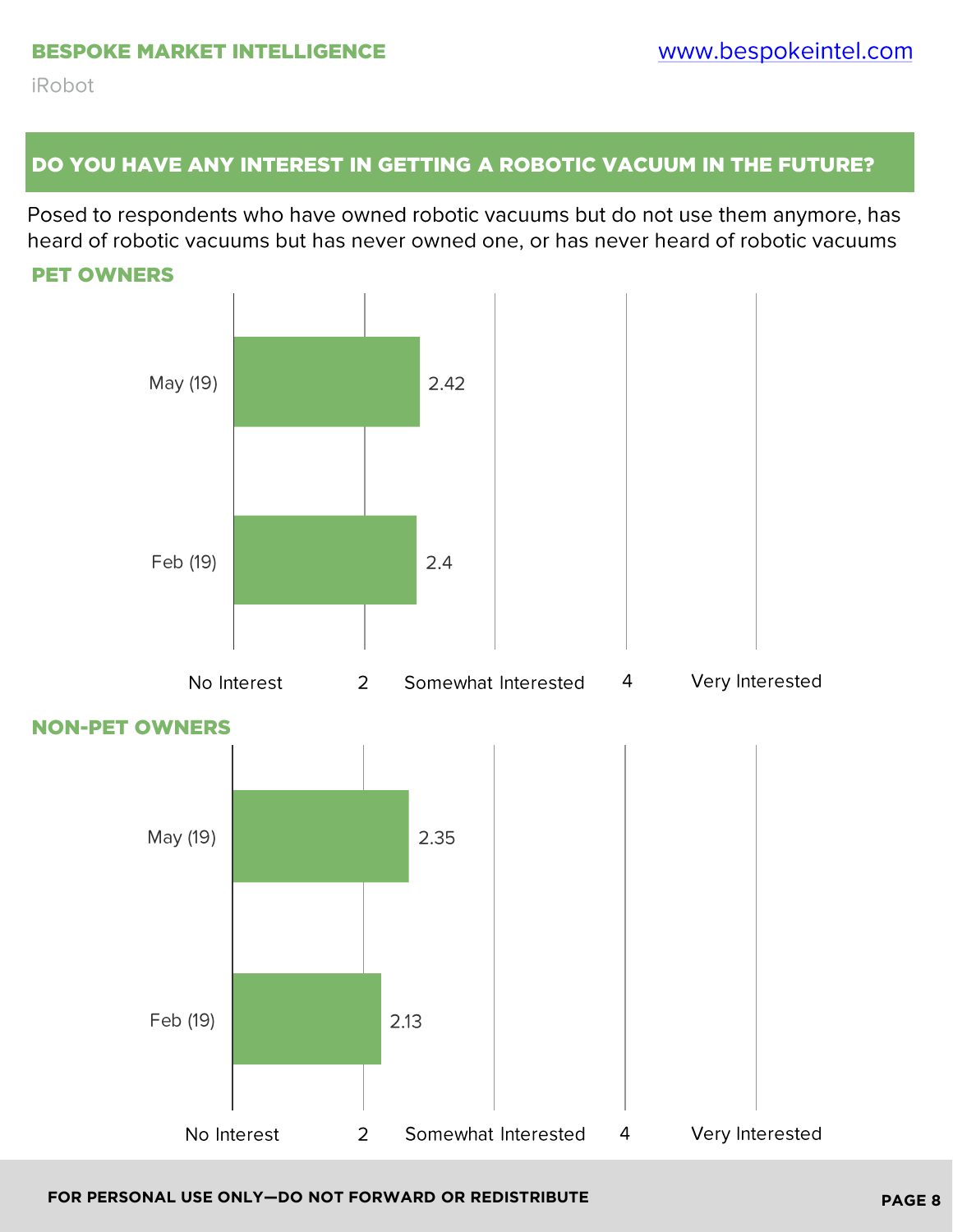## DO YOU HAVE ANY INTEREST IN GETTING A ROBOTIC VACUUM IN THE FUTURE?

Posed to respondents who have owned robotic vacuums but do not use them anymore, has heard of robotic vacuums but has never owned one, or has never heard of robotic vacuums

### PET OWNERS

| Period | Score |
|---|---|
| May (19) | 2.42 |
| Feb (19) | 2.4 |

Scale: No Interest, 2, Somewhat Interested, 4, Very Interested

### NON-PET OWNERS

| Period | Score |
|---|---|
| May (19) | 2.35 |
| Feb (19) | 2.13 |

Scale: No Interest, 2, Somewhat Interested, 4, Very Interested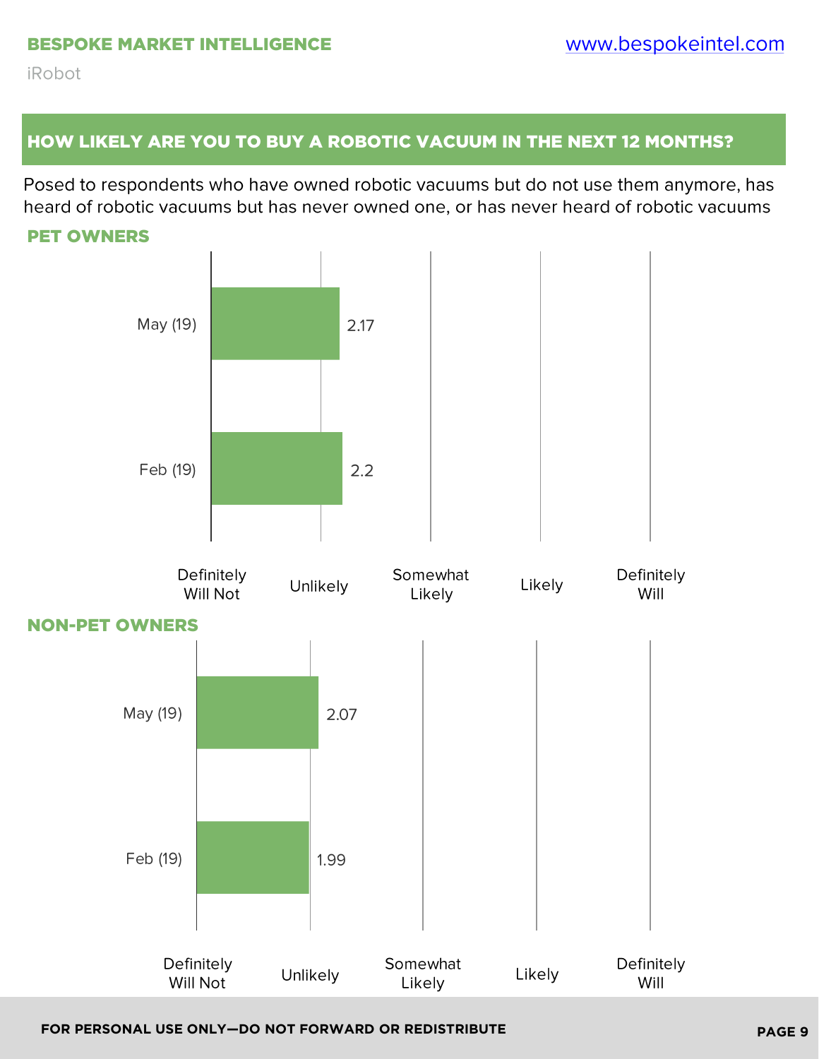## HOW LIKELY ARE YOU TO BUY A ROBOTIC VACUUM IN THE NEXT 12 MONTHS?

Posed to respondents who have owned robotic vacuums but do not use them anymore, has heard of robotic vacuums but has never owned one, or has never heard of robotic vacuums

### PET OWNERS

| Period | Score |
|---|---|
| May (19) | 2.17 |
| Feb (19) | 2.2 |

Scale: Definitely Will Not, Unlikely, Somewhat Likely, Likely, Definitely Will

### NON-PET OWNERS

| Period | Score |
|---|---|
| May (19) | 2.07 |
| Feb (19) | 1.99 |

Scale: Definitely Will Not, Unlikely, Somewhat Likely, Likely, Definitely Will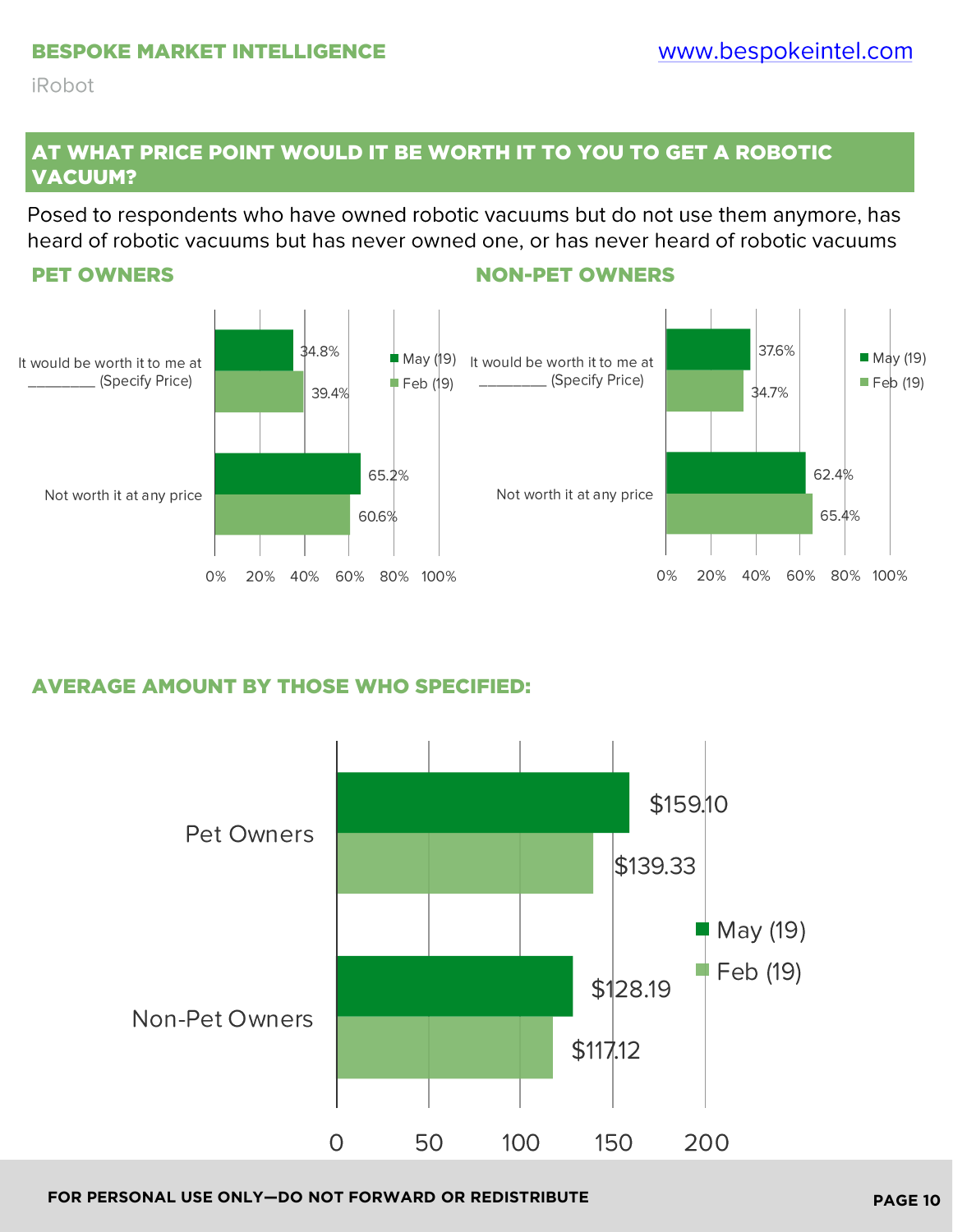## AT WHAT PRICE POINT WOULD IT BE WORTH IT TO YOU TO GET A ROBOTIC VACUUM?

Posed to respondents who have owned robotic vacuums but do not use them anymore, has heard of robotic vacuums but has never owned one, or has never heard of robotic vacuums

### PET OWNERS

It would be worth it to me at _________ (Specify Price)
34.8%
39.4%

Not worth it at any price
65.2%
60.6%

May (19)
Feb (19)

0% 20% 40% 60% 80% 100%

### NON-PET OWNERS

It would be worth it to me at _________ (Specify Price)
37.6%
34.7%

Not worth it at any price
62.4%
65.4%

May (19)
Feb (19)

0% 20% 40% 60% 80% 100%

### AVERAGE AMOUNT BY THOSE WHO SPECIFIED:

Pet Owners
$159.10
$139.33

Non-Pet Owners
$128.19
$117.12

May (19)
Feb (19)

0 50 100 150 200

FOR PERSONAL USE ONLY—DO NOT FORWARD OR REDISTRIBUTE